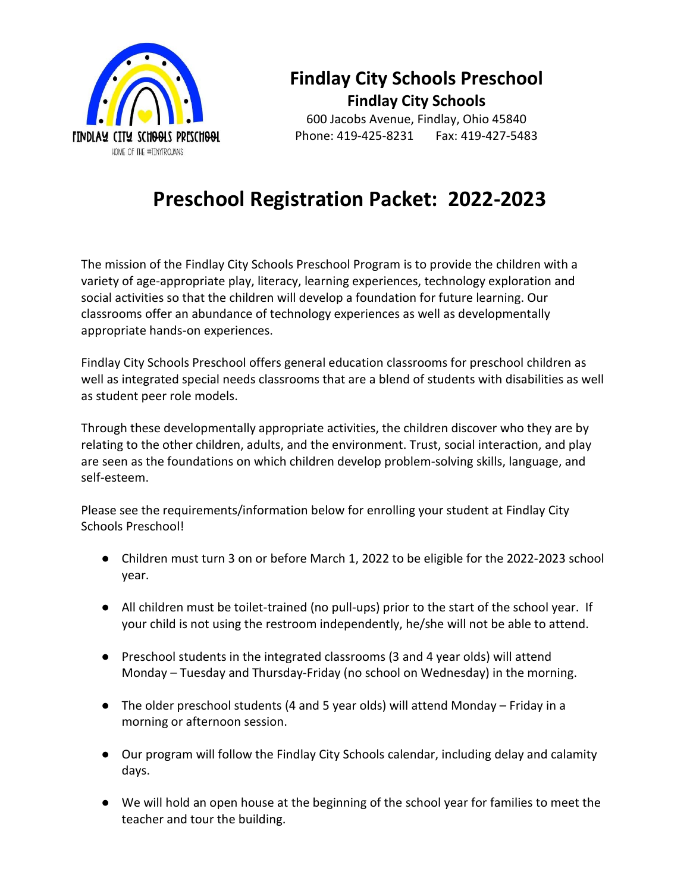FINDLAY CITY SCHOOLS PRESCHOOL
HOME OF THE #TINYTROJANS

# Findlay City Schools Preschool

## Findlay City Schools

600 Jacobs Avenue, Findlay, Ohio 45840
Phone: 419-425-8231 Fax: 419-427-5483

# Preschool Registration Packet: 2022-2023

The mission of the Findlay City Schools Preschool Program is to provide the children with a variety of age-appropriate play, literacy, learning experiences, technology exploration and social activities so that the children will develop a foundation for future learning. Our classrooms offer an abundance of technology experiences as well as developmentally appropriate hands-on experiences.

Findlay City Schools Preschool offers general education classrooms for preschool children as well as integrated special needs classrooms that are a blend of students with disabilities as well as student peer role models.

Through these developmentally appropriate activities, the children discover who they are by relating to the other children, adults, and the environment. Trust, social interaction, and play are seen as the foundations on which children develop problem-solving skills, language, and self-esteem.

Please see the requirements/information below for enrolling your student at Findlay City Schools Preschool!

- Children must turn 3 on or before March 1, 2022 to be eligible for the 2022-2023 school year.
- All children must be toilet-trained (no pull-ups) prior to the start of the school year. If your child is not using the restroom independently, he/she will not be able to attend.
- Preschool students in the integrated classrooms (3 and 4 year olds) will attend Monday – Tuesday and Thursday-Friday (no school on Wednesday) in the morning.
- The older preschool students (4 and 5 year olds) will attend Monday – Friday in a morning or afternoon session.
- Our program will follow the Findlay City Schools calendar, including delay and calamity days.
- We will hold an open house at the beginning of the school year for families to meet the teacher and tour the building.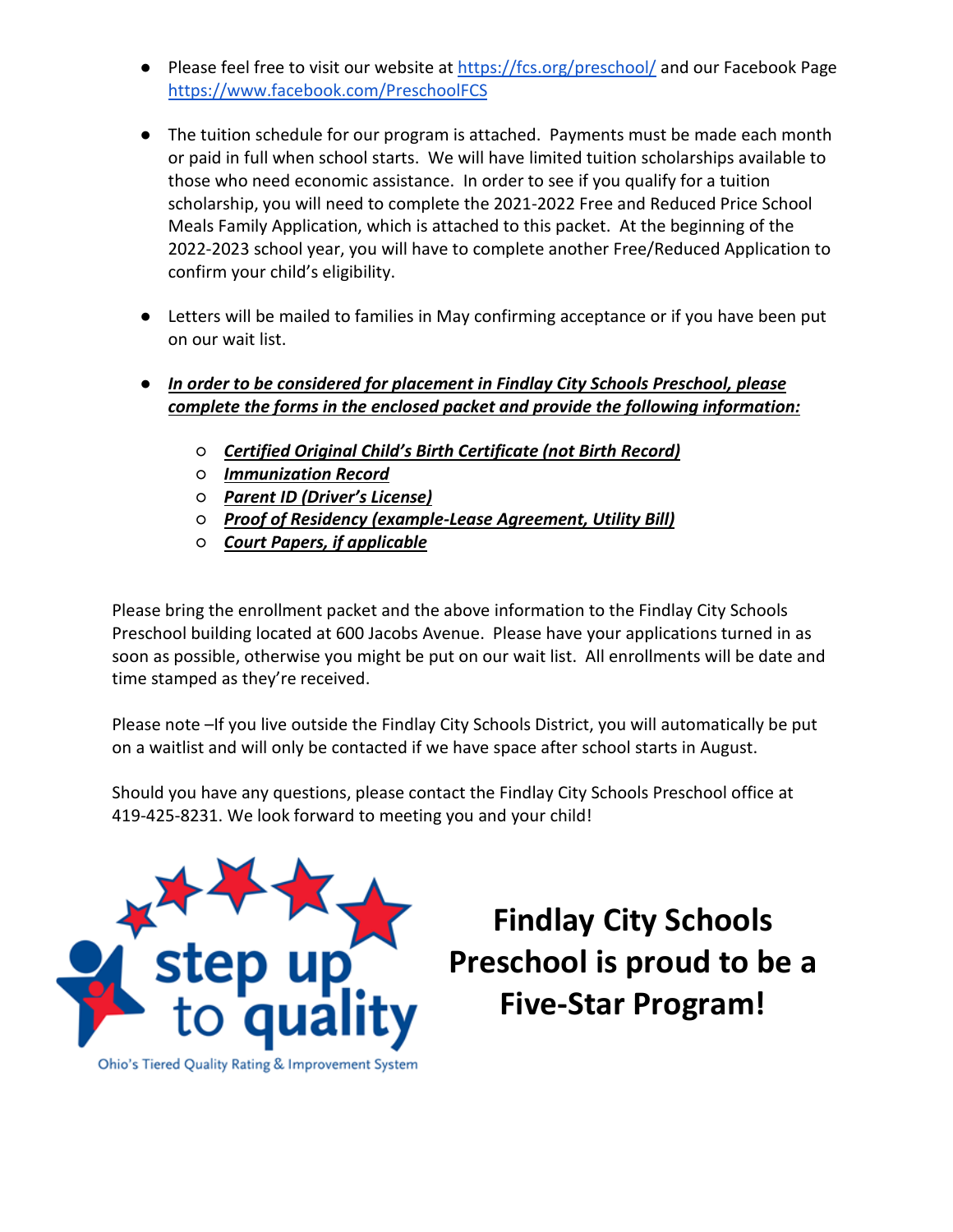- Please feel free to visit our website at [https://fcs.org/preschool/](https://fcs.org/preschool/) and our Facebook Page [https://www.facebook.com/PreschoolFCS](https://www.facebook.com/PreschoolFCS)

- The tuition schedule for our program is attached. Payments must be made each month or paid in full when school starts. We will have limited tuition scholarships available to those who need economic assistance. In order to see if you qualify for a tuition scholarship, you will need to complete the 2021-2022 Free and Reduced Price School Meals Family Application, which is attached to this packet. At the beginning of the 2022-2023 school year, you will have to complete another Free/Reduced Application to confirm your child's eligibility.

- Letters will be mailed to families in May confirming acceptance or if you have been put on our wait list.

- ***In order to be considered for placement in Findlay City Schools Preschool, please complete the forms in the enclosed packet and provide the following information:***
  - ***Certified Original Child's Birth Certificate (not Birth Record)***
  - ***Immunization Record***
  - ***Parent ID (Driver's License)***
  - ***Proof of Residency (example-Lease Agreement, Utility Bill)***
  - ***Court Papers, if applicable***

Please bring the enrollment packet and the above information to the Findlay City Schools Preschool building located at 600 Jacobs Avenue. Please have your applications turned in as soon as possible, otherwise you might be put on our wait list. All enrollments will be date and time stamped as they're received.

Please note –If you live outside the Findlay City Schools District, you will automatically be put on a waitlist and will only be contacted if we have space after school starts in August.

Should you have any questions, please contact the Findlay City Schools Preschool office at 419-425-8231. We look forward to meeting you and your child!

step up to quality

Ohio's Tiered Quality Rating & Improvement System

**Findlay City Schools Preschool is proud to be a Five-Star Program!**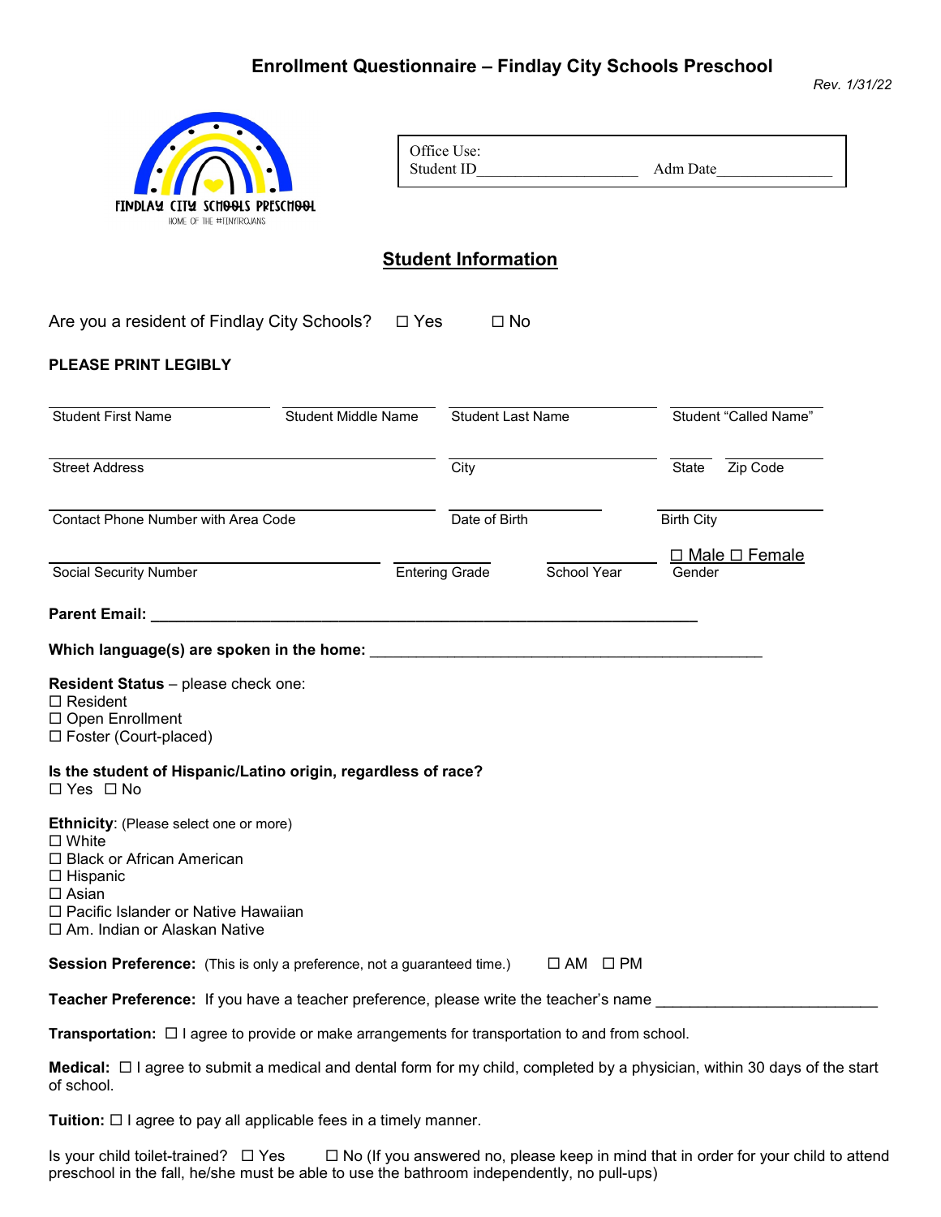# Enrollment Questionnaire – Findlay City Schools Preschool

*Rev. 1/31/22*

FINDLAY CITY SCHOOLS PRESCHOOL
HOME OF THE #TINYTROJANS

| Office Use: | |
|---|---|
| Student ID____________________ | Adm Date_______________ |

## Student Information

Are you a resident of Findlay City Schools? ☐ Yes ☐ No

**PLEASE PRINT LEGIBLY**

| Student First Name | Student Middle Name | Student Last Name | Student "Called Name" |
|---|---|---|---|
| | | | |

| Street Address | City | State | Zip Code |
|---|---|---|---|
| | | | |

| Contact Phone Number with Area Code | Date of Birth | Birth City |
|---|---|---|
| | | |

| Social Security Number | Entering Grade | School Year | Gender |
|---|---|---|---|
| | | | ☐ Male ☐ Female |

**Parent Email:** ______________________________________________________________

**Which language(s) are spoken in the home:** _____________________________________________

**Resident Status** – please check one:
☐ Resident
☐ Open Enrollment
☐ Foster (Court-placed)

**Is the student of Hispanic/Latino origin, regardless of race?**
☐ Yes ☐ No

**Ethnicity**: (Please select one or more)
☐ White
☐ Black or African American
☐ Hispanic
☐ Asian
☐ Pacific Islander or Native Hawaiian
☐ Am. Indian or Alaskan Native

**Session Preference:** (This is only a preference, not a guaranteed time.) ☐ AM ☐ PM

**Teacher Preference:** If you have a teacher preference, please write the teacher's name __________________________

**Transportation:** ☐ I agree to provide or make arrangements for transportation to and from school.

**Medical:** ☐ I agree to submit a medical and dental form for my child, completed by a physician, within 30 days of the start of school.

**Tuition:** ☐ I agree to pay all applicable fees in a timely manner.

Is your child toilet-trained? ☐ Yes ☐ No (If you answered no, please keep in mind that in order for your child to attend preschool in the fall, he/she must be able to use the bathroom independently, no pull-ups)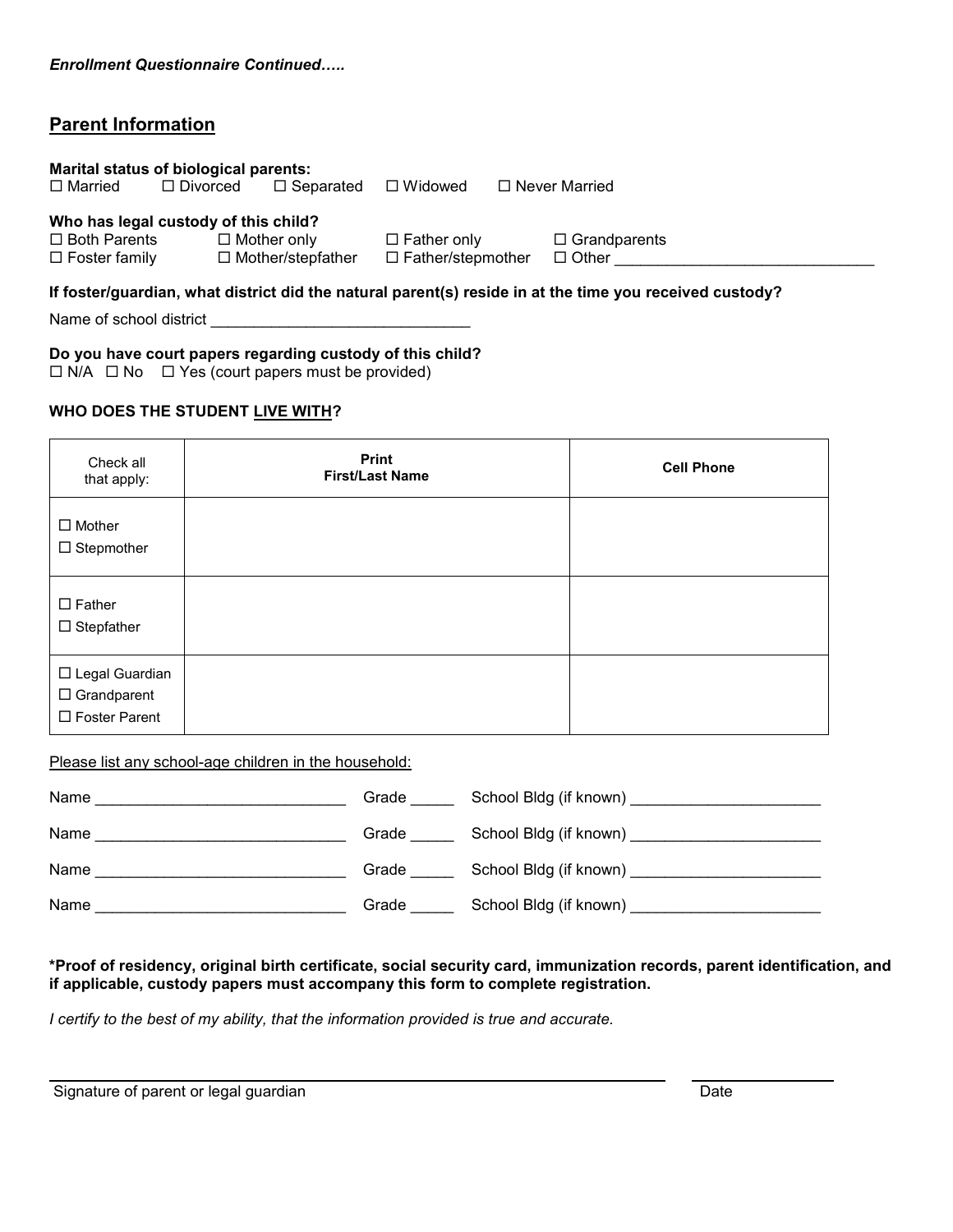*Enrollment Questionnaire Continued…..*

## Parent Information

**Marital status of biological parents:**
☐ Married ☐ Divorced ☐ Separated ☐ Widowed ☐ Never Married

**Who has legal custody of this child?**
☐ Both Parents ☐ Mother only ☐ Father only ☐ Grandparents
☐ Foster family ☐ Mother/stepfather ☐ Father/stepmother ☐ Other ______________________________

**If foster/guardian, what district did the natural parent(s) reside in at the time you received custody?**

Name of school district ______________________________

**Do you have court papers regarding custody of this child?**
☐ N/A ☐ No ☐ Yes (court papers must be provided)

**WHO DOES THE STUDENT LIVE WITH?**

| Check all that apply: | **Print First/Last Name** | **Cell Phone** |
|---|---|---|
| ☐ Mother<br>☐ Stepmother | | |
| ☐ Father<br>☐ Stepfather | | |
| ☐ Legal Guardian<br>☐ Grandparent<br>☐ Foster Parent | | |

Please list any school-age children in the household:

Name ______________________________ Grade _____ School Bldg (if known) ______________________

Name ______________________________ Grade _____ School Bldg (if known) ______________________

Name ______________________________ Grade _____ School Bldg (if known) ______________________

Name ______________________________ Grade _____ School Bldg (if known) ______________________

**\*Proof of residency, original birth certificate, social security card, immunization records, parent identification, and if applicable, custody papers must accompany this form to complete registration.**

*I certify to the best of my ability, that the information provided is true and accurate.*

______________________________________________________________ _______________
Signature of parent or legal guardian Date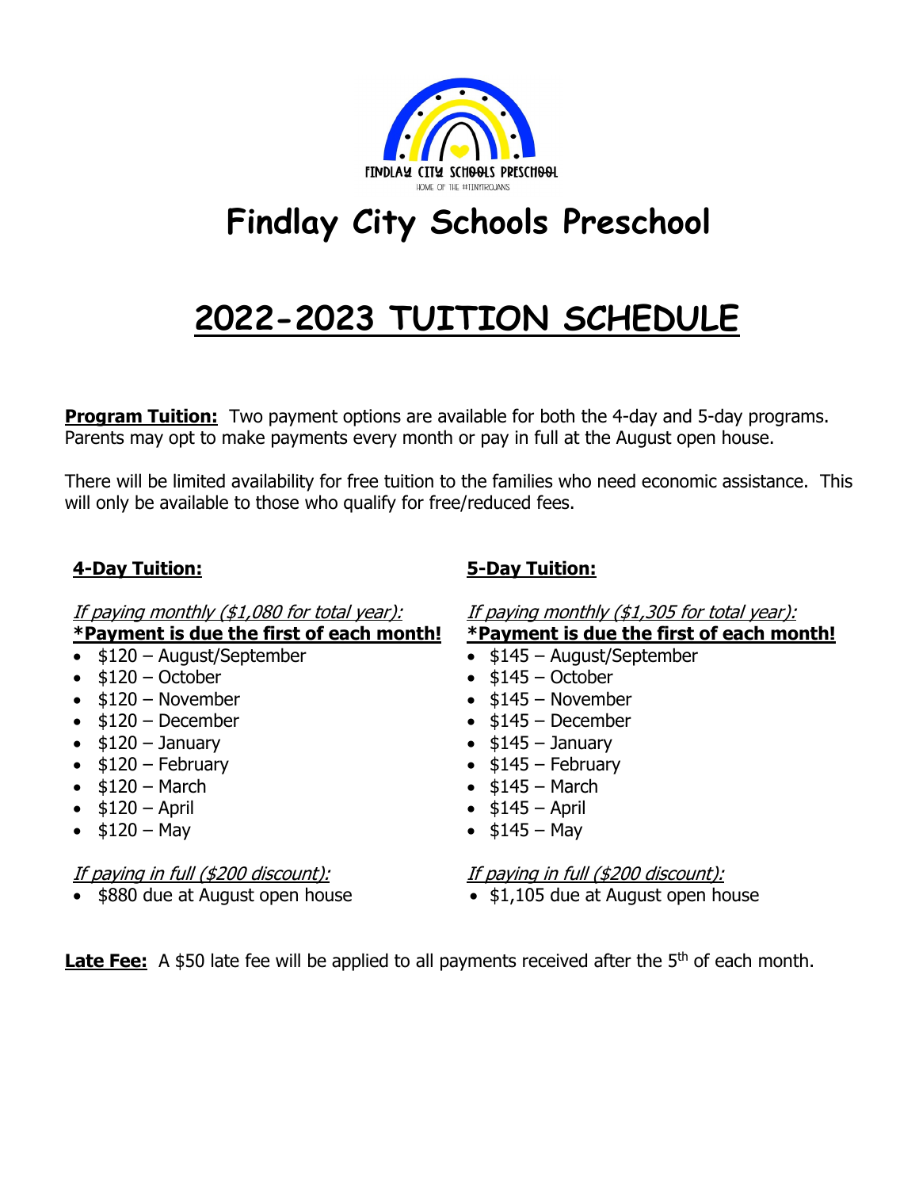# Findlay City Schools Preschool

## 2022-2023 TUITION SCHEDULE

**Program Tuition:** Two payment options are available for both the 4-day and 5-day programs. Parents may opt to make payments every month or pay in full at the August open house.

There will be limited availability for free tuition to the families who need economic assistance. This will only be available to those who qualify for free/reduced fees.

### 4-Day Tuition:

*If paying monthly ($1,080 for total year):*
**\*Payment is due the first of each month!**

- $120 – August/September
- $120 – October
- $120 – November
- $120 – December
- $120 – January
- $120 – February
- $120 – March
- $120 – April
- $120 – May

*If paying in full ($200 discount):*

- $880 due at August open house

### 5-Day Tuition:

*If paying monthly ($1,305 for total year):*
**\*Payment is due the first of each month!**

- $145 – August/September
- $145 – October
- $145 – November
- $145 – December
- $145 – January
- $145 – February
- $145 – March
- $145 – April
- $145 – May

*If paying in full ($200 discount):*

- $1,105 due at August open house

**Late Fee:** A $50 late fee will be applied to all payments received after the 5th of each month.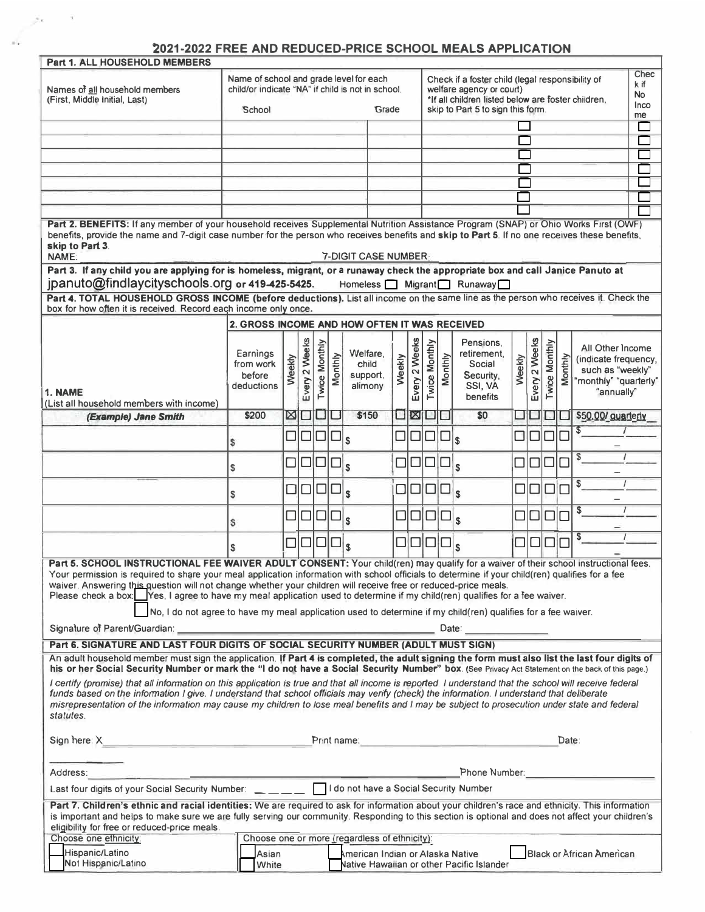# 2021-2022 FREE AND REDUCED-PRICE SCHOOL MEALS APPLICATION

## Part 1. ALL HOUSEHOLD MEMBERS

| Names of all household members (First, Middle Initial, Last) | Name of school and grade level for each child/or indicate "NA" if child is not in school. School | Grade | Check if a foster child (legal responsibility of welfare agency or court) *If all children listed below are foster children, skip to Part 5 to sign this form. | Check if No Income |
|---|---|---|---|---|
| | | | ☐ | ☐ |
| | | | ☐ | ☐ |
| | | | ☐ | ☐ |
| | | | ☐ | ☐ |
| | | | ☐ | ☐ |
| | | | ☐ | ☐ |
| | | | ☐ | ☐ |

**Part 2. BENEFITS:** If any member of your household receives Supplemental Nutrition Assistance Program (SNAP) or Ohio Works First (OWF) benefits, provide the name and 7-digit case number for the person who receives benefits and **skip to Part 5**. If no one receives these benefits, **skip to Part 3**.

NAME: 7-DIGIT CASE NUMBER:

**Part 3. If any child you are applying for is homeless, migrant, or a runaway check the appropriate box and call Janice Panuto at jpanuto@findlaycityschools.org or 419-425-5425.** Homeless ☐ Migrant ☐ Runaway ☐

**Part 4. TOTAL HOUSEHOLD GROSS INCOME (before deductions).** List all income on the same line as the person who receives it. Check the box for how often it is received. Record each income only once.

| 1. NAME (List all household members with income) | 2. GROSS INCOME AND HOW OFTEN IT WAS RECEIVED Earnings from work before deductions | Weekly | Every 2 Weeks | Twice Monthly | Monthly | Welfare, child support, alimony | Weekly | Every 2 Weeks | Twice Monthly | Monthly | Pensions, retirement, Social Security, SSI, VA benefits | Weekly | Every 2 Weeks | Twice Monthly | Monthly | All Other Income (indicate frequency, such as "weekly" "monthly" "quarterly" "annually") |
|---|---|---|---|---|---|---|---|---|---|---|---|---|---|---|---|---|
| *(Example) Jane Smith* | $200 | ☒ | ☐ | ☐ | ☐ | $150 | ☐ | ☒ | ☐ | ☐ | $0 | ☐ | ☐ | ☐ | ☐ | $50.00/ quarterly |
| | $ | ☐ | ☐ | ☐ | ☐ | $ | ☐ | ☐ | ☐ | ☐ | $ | ☐ | ☐ | ☐ | ☐ | $ / |
| | $ | ☐ | ☐ | ☐ | ☐ | $ | ☐ | ☐ | ☐ | ☐ | $ | ☐ | ☐ | ☐ | ☐ | $ / |
| | $ | ☐ | ☐ | ☐ | ☐ | $ | ☐ | ☐ | ☐ | ☐ | $ | ☐ | ☐ | ☐ | ☐ | $ / |
| | $ | ☐ | ☐ | ☐ | ☐ | $ | ☐ | ☐ | ☐ | ☐ | $ | ☐ | ☐ | ☐ | ☐ | $ / |
| | $ | ☐ | ☐ | ☐ | ☐ | $ | ☐ | ☐ | ☐ | ☐ | $ | ☐ | ☐ | ☐ | ☐ | $ / |

**Part 5. SCHOOL INSTRUCTIONAL FEE WAIVER ADULT CONSENT:** Your child(ren) may qualify for a waiver of their school instructional fees. Your permission is required to share your meal application information with school officials to determine if your child(ren) qualifies for a fee waiver. Answering this question will not change whether your children will receive free or reduced-price meals.

Please check a box: ☐ Yes, I agree to have my meal application used to determine if my child(ren) qualifies for a fee waiver.

☐ No, I do not agree to have my meal application used to determine if my child(ren) qualifies for a fee waiver.

Signature of Parent/Guardian: ______________________ Date: __________

**Part 6. SIGNATURE AND LAST FOUR DIGITS OF SOCIAL SECURITY NUMBER (ADULT MUST SIGN)**

An adult household member must sign the application. **If Part 4 is completed, the adult signing the form must also list the last four digits of his or her Social Security Number or mark the "I do not have a Social Security Number" box.** (See Privacy Act Statement on the back of this page.)

*I certify (promise) that all information on this application is true and that all income is reported. I understand that the school will receive federal funds based on the information I give. I understand that school officials may verify (check) the information. I understand that deliberate misrepresentation of the information may cause my children to lose meal benefits and I may be subject to prosecution under state and federal statutes.*

Sign here: X ______________________ Print name: ______________________ Date: __________

Address: ______________________ Phone Number: __________

Last four digits of your Social Security Number: _ _ _ _ ☐ I do not have a Social Security Number

**Part 7. Children's ethnic and racial identities:** We are required to ask for information about your children's race and ethnicity. This information is important and helps to make sure we are fully serving our community. Responding to this section is optional and does not affect your children's eligibility for free or reduced-price meals.

Choose one ethnicity:
- ☐ Hispanic/Latino
- ☐ Not Hispanic/Latino

Choose one or more (regardless of ethnicity):
- ☐ Asian
- ☐ White
- ☐ American Indian or Alaska Native
- ☐ Native Hawaiian or other Pacific Islander
- ☐ Black or African American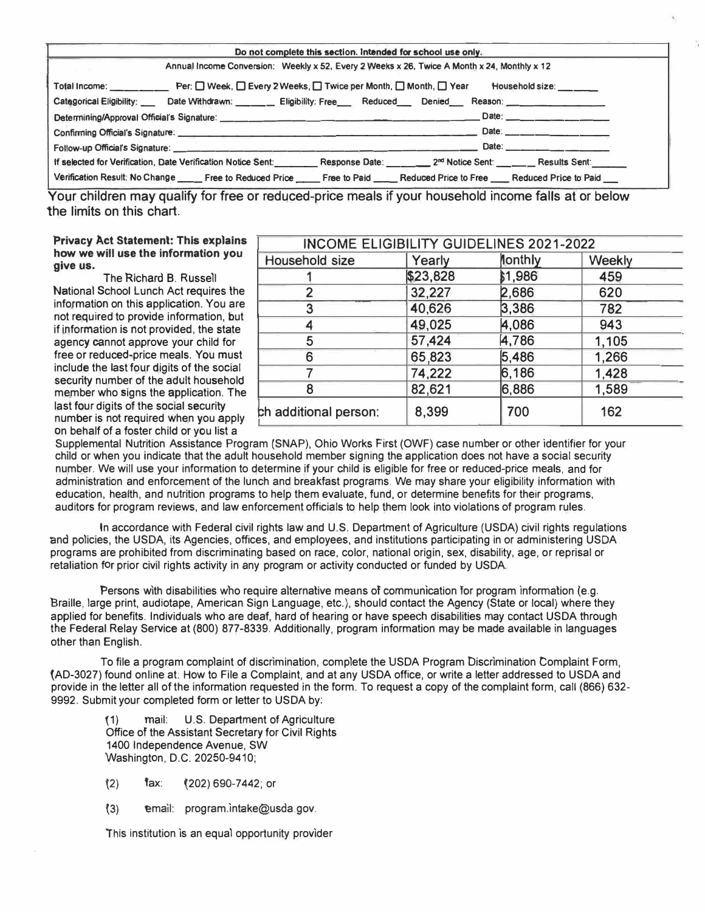**Do not complete this section. Intended for school use only.**

Annual Income Conversion: Weekly x 52, Every 2 Weeks x 26, Twice A Month x 24, Monthly x 12

Total Income: __________ Per: ☐ Week, ☐ Every 2 Weeks, ☐ Twice per Month, ☐ Month, ☐ Year Household size: _______

Categorical Eligibility: ___ Date Withdrawn: _______ Eligibility: Free___ Reduced___ Denied___ Reason: _________________

Determining/Approval Official's Signature: ____________________________________________ Date: ________________

Confirming Official's Signature: ____________________________________________ Date: ________________

Follow-up Official's Signature: ____________________________________________ Date: ________________

If selected for Verification, Date Verification Notice Sent:________ Response Date: ________ 2nd Notice Sent: ______ Results Sent:______

Verification Result: No Change ____ Free to Reduced Price ____ Free to Paid ____ Reduced Price to Free ____ Reduced Price to Paid ___

Your children may qualify for free or reduced-price meals if your household income falls at or below the limits on this chart.

| INCOME ELIGIBILITY GUIDELINES 2021-2022 | | | |
|---|---|---|---|
| Household size | Yearly | Monthly | Weekly |
| 1 | $23,828 | $1,986 | 459 |
| 2 | 32,227 | 2,686 | 620 |
| 3 | 40,626 | 3,386 | 782 |
| 4 | 49,025 | 4,086 | 943 |
| 5 | 57,424 | 4,786 | 1,105 |
| 6 | 65,823 | 5,486 | 1,266 |
| 7 | 74,222 | 6,186 | 1,428 |
| 8 | 82,621 | 6,886 | 1,589 |
| Each additional person: | 8,399 | 700 | 162 |

**Privacy Act Statement: This explains how we will use the information you give us.**

The Richard B. Russell National School Lunch Act requires the information on this application. You are not required to provide information, but if information is not provided, the state agency cannot approve your child for free or reduced-price meals. You must include the last four digits of the social security number of the adult household member who signs the application. The last four digits of the social security number is not required when you apply on behalf of a foster child or you list a Supplemental Nutrition Assistance Program (SNAP), Ohio Works First (OWF) case number or other identifier for your child or when you indicate that the adult household member signing the application does not have a social security number. We will use your information to determine if your child is eligible for free or reduced-price meals, and for administration and enforcement of the lunch and breakfast programs. We may share your eligibility information with education, health, and nutrition programs to help them evaluate, fund, or determine benefits for their programs, auditors for program reviews, and law enforcement officials to help them look into violations of program rules.

In accordance with Federal civil rights law and U.S. Department of Agriculture (USDA) civil rights regulations and policies, the USDA, its Agencies, offices, and employees, and institutions participating in or administering USDA programs are prohibited from discriminating based on race, color, national origin, sex, disability, age, or reprisal or retaliation for prior civil rights activity in any program or activity conducted or funded by USDA.

Persons with disabilities who require alternative means of communication for program information (e.g. Braille, large print, audiotape, American Sign Language, etc.), should contact the Agency (State or local) where they applied for benefits. Individuals who are deaf, hard of hearing or have speech disabilities may contact USDA through the Federal Relay Service at (800) 877-8339. Additionally, program information may be made available in languages other than English.

To file a program complaint of discrimination, complete the USDA Program Discrimination Complaint Form, (AD-3027) found online at: How to File a Complaint, and at any USDA office, or write a letter addressed to USDA and provide in the letter all of the information requested in the form. To request a copy of the complaint form, call (866) 632-9992. Submit your completed form or letter to USDA by:

(1) mail: U.S. Department of Agriculture
Office of the Assistant Secretary for Civil Rights
1400 Independence Avenue, SW
Washington, D.C. 20250-9410;

(2) fax: (202) 690-7442; or

(3) email: program.intake@usda.gov.

This institution is an equal opportunity provider